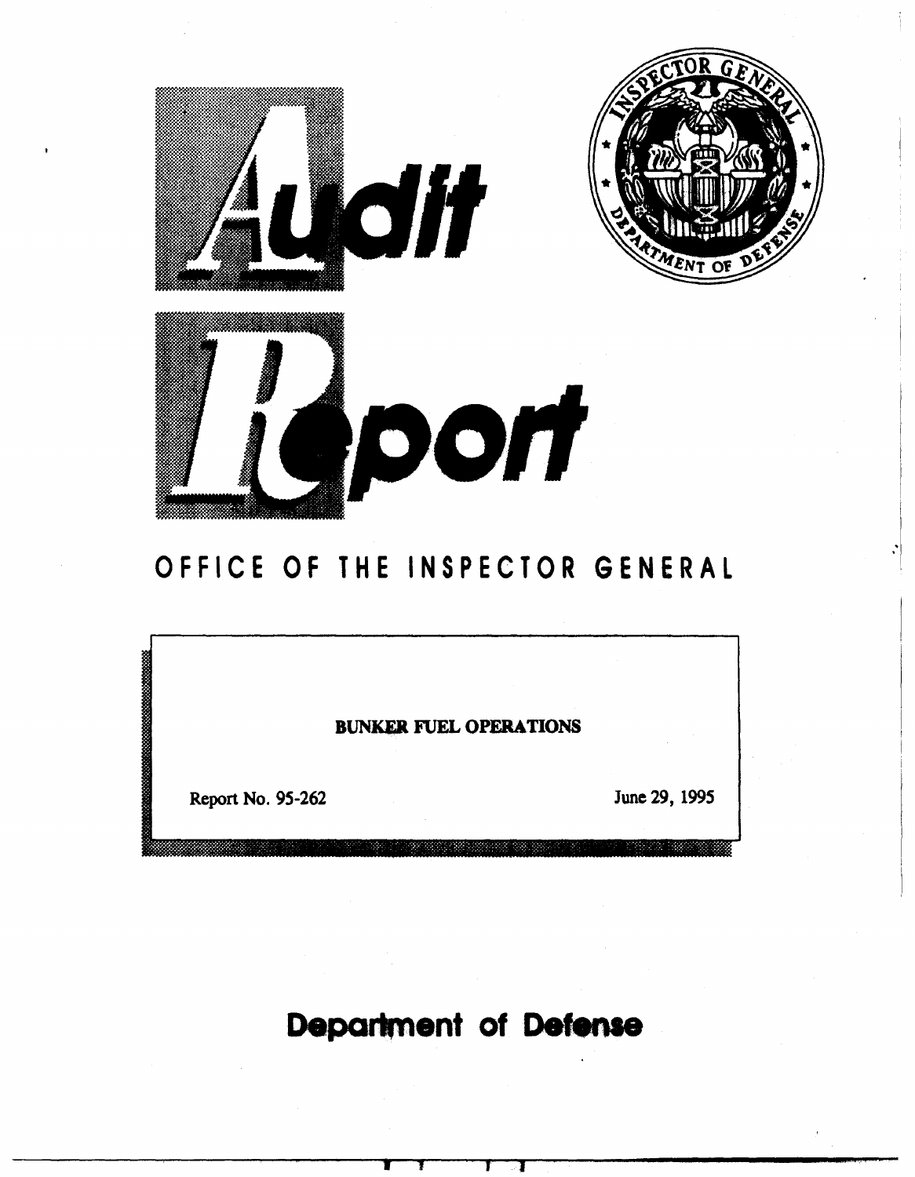# Audit Report

## OFFICE OF THE INSPECTOR GENERAL

**BUNKER FUEL OPERATIONS**

Report No. 95-262

June 29, 1995

## Department of Defense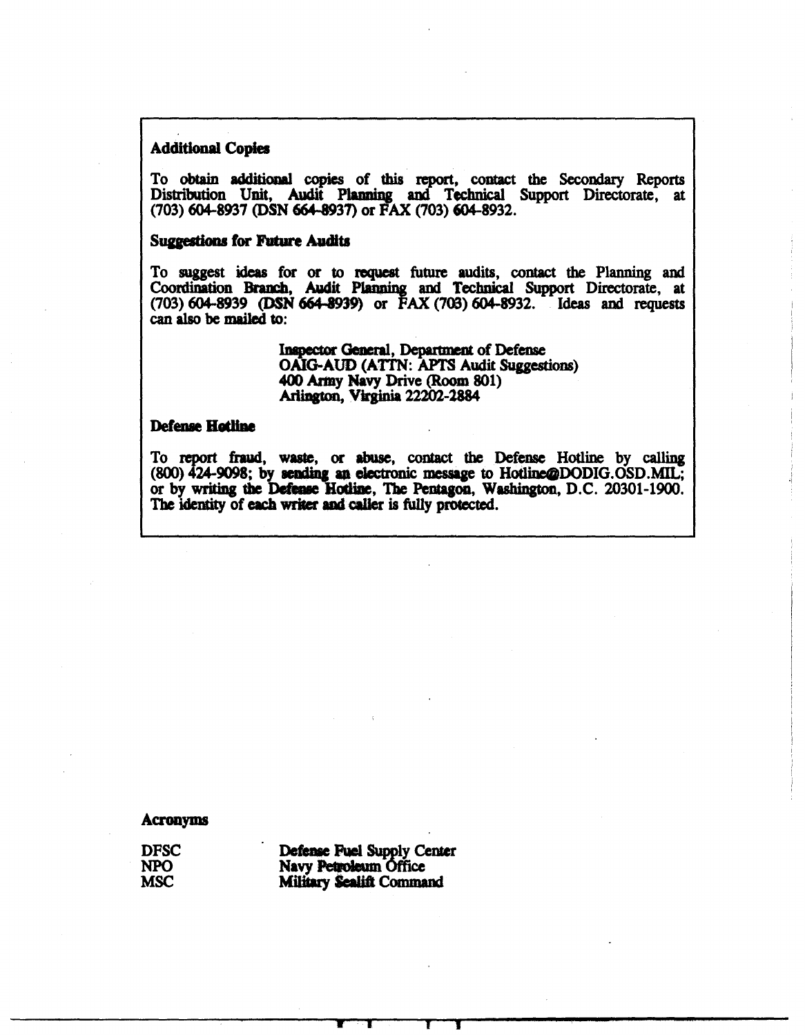**Additional Copies**

To obtain additional copies of this report, contact the Secondary Reports Distribution Unit, Audit Planning and Technical Support Directorate, at (703) 604-8937 (DSN 664-8937) or FAX (703) 604-8932.

**Suggestions for Future Audits**

To suggest ideas for or to request future audits, contact the Planning and Coordination Branch, Audit Planning and Technical Support Directorate, at (703) 604-8939 (DSN 664-8939) or FAX (703) 604-8932. Ideas and requests can also be mailed to:

> Inspector General, Department of Defense
> OAIG-AUD (ATTN: APTS Audit Suggestions)
> 400 Army Navy Drive (Room 801)
> Arlington, Virginia 22202-2884

**Defense Hotline**

To report fraud, waste, or abuse, contact the Defense Hotline by calling (800) 424-9098; by sending an electronic message to Hotline@DODIG.OSD.MIL; or by writing the Defense Hotline, The Pentagon, Washington, D.C. 20301-1900. The identity of each writer and caller is fully protected.

**Acronyms**

| | |
|---|---|
| DFSC | Defense Fuel Supply Center |
| NPO | Navy Petroleum Office |
| MSC | Military Sealift Command |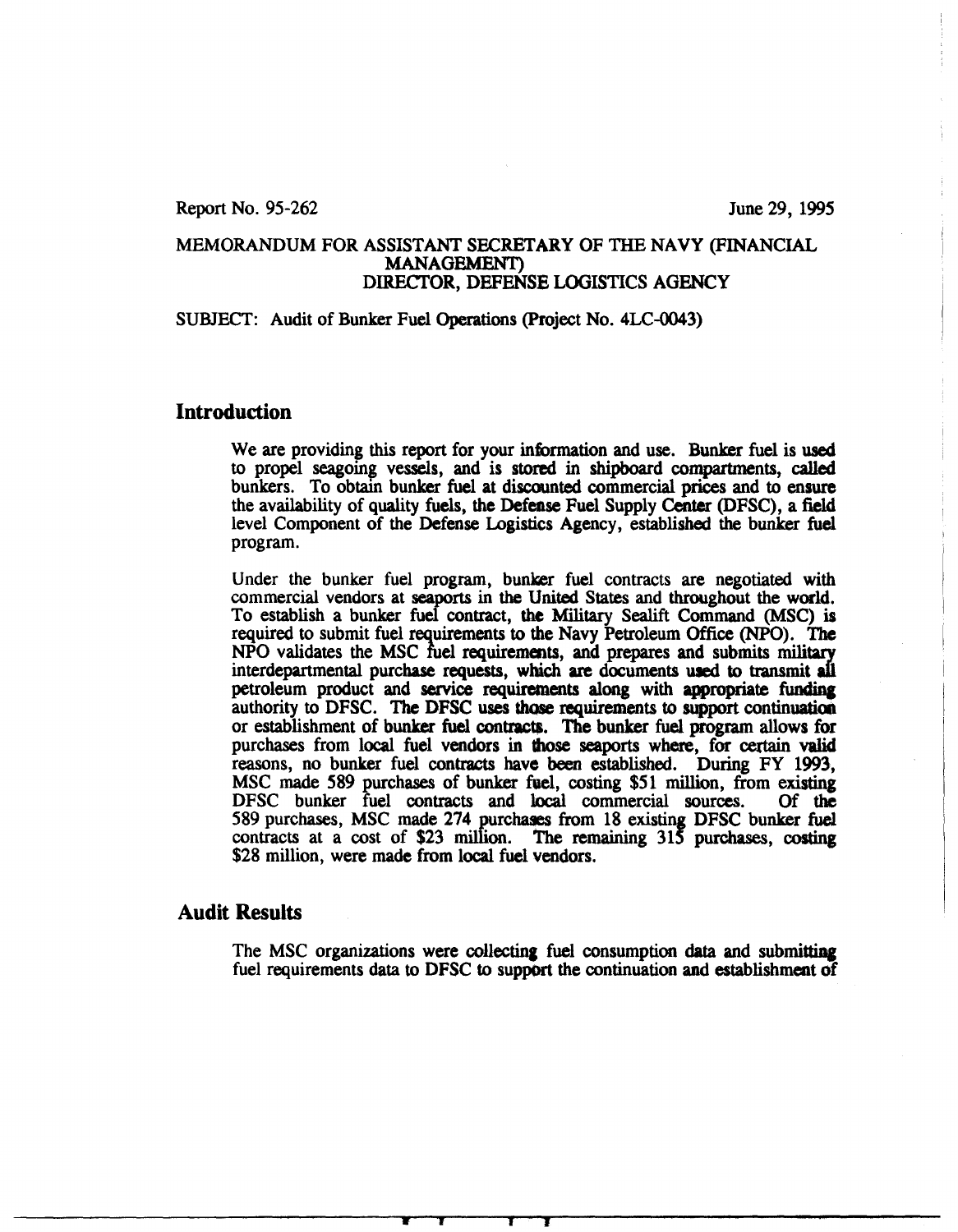Report No. 95-262 June 29, 1995

MEMORANDUM FOR ASSISTANT SECRETARY OF THE NAVY (FINANCIAL MANAGEMENT)
DIRECTOR, DEFENSE LOGISTICS AGENCY

SUBJECT: Audit of Bunker Fuel Operations (Project No. 4LC-0043)

## Introduction

We are providing this report for your information and use. Bunker fuel is used to propel seagoing vessels, and is stored in shipboard compartments, called bunkers. To obtain bunker fuel at discounted commercial prices and to ensure the availability of quality fuels, the Defense Fuel Supply Center (DFSC), a field level Component of the Defense Logistics Agency, established the bunker fuel program.

Under the bunker fuel program, bunker fuel contracts are negotiated with commercial vendors at seaports in the United States and throughout the world. To establish a bunker fuel contract, the Military Sealift Command (MSC) is required to submit fuel requirements to the Navy Petroleum Office (NPO). The NPO validates the MSC fuel requirements, and prepares and submits military interdepartmental purchase requests, which are documents used to transmit all petroleum product and service requirements along with appropriate funding authority to DFSC. The DFSC uses those requirements to support continuation or establishment of bunker fuel contracts. The bunker fuel program allows for purchases from local fuel vendors in those seaports where, for certain valid reasons, no bunker fuel contracts have been established. During FY 1993, MSC made 589 purchases of bunker fuel, costing $51 million, from existing DFSC bunker fuel contracts and local commercial sources. Of the 589 purchases, MSC made 274 purchases from 18 existing DFSC bunker fuel contracts at a cost of $23 million. The remaining 315 purchases, costing $28 million, were made from local fuel vendors.

## Audit Results

The MSC organizations were collecting fuel consumption data and submitting fuel requirements data to DFSC to support the continuation and establishment of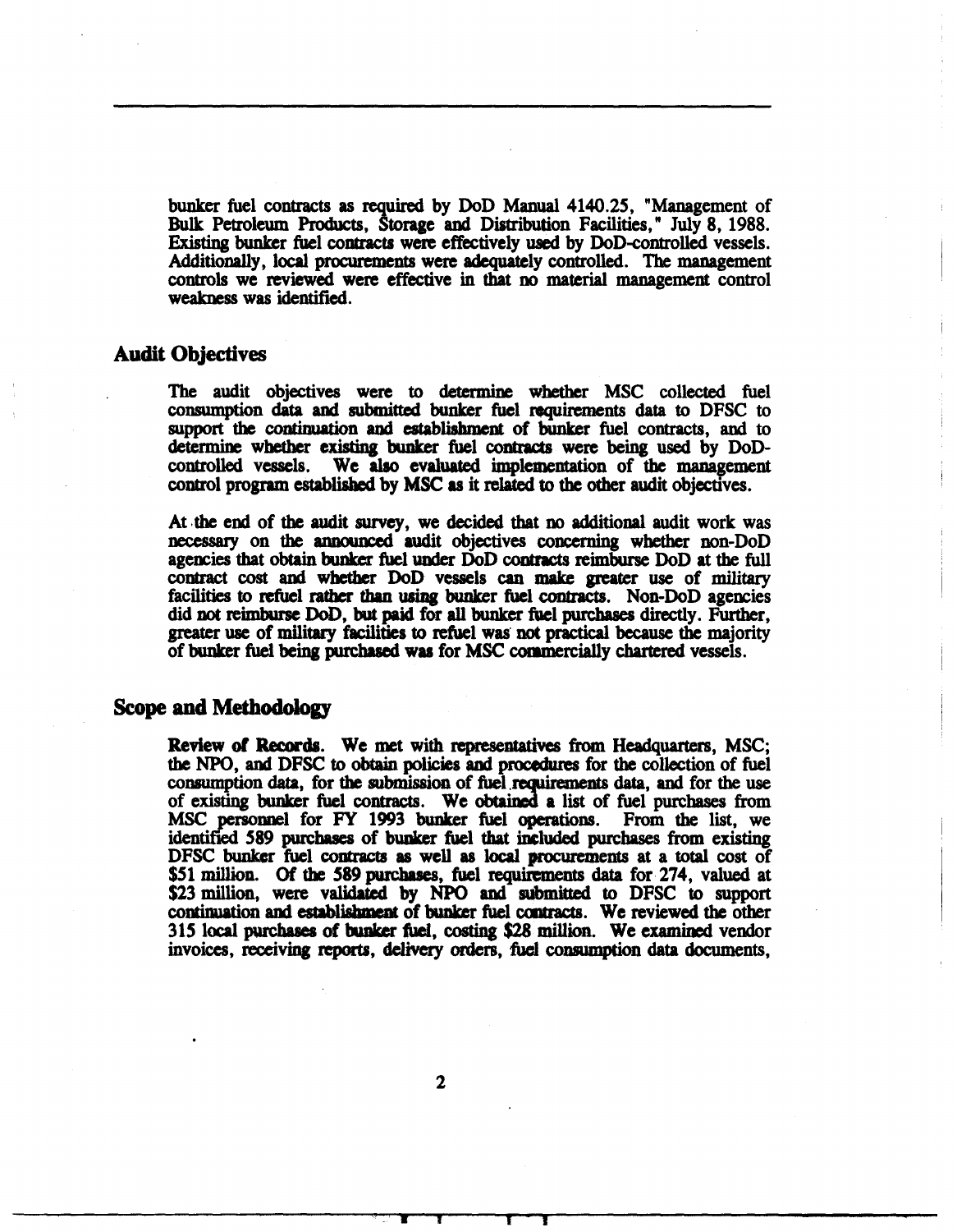bunker fuel contracts as required by DoD Manual 4140.25, "Management of Bulk Petroleum Products, Storage and Distribution Facilities," July 8, 1988. Existing bunker fuel contracts were effectively used by DoD-controlled vessels. Additionally, local procurements were adequately controlled. The management controls we reviewed were effective in that no material management control weakness was identified.

## Audit Objectives

The audit objectives were to determine whether MSC collected fuel consumption data and submitted bunker fuel requirements data to DFSC to support the continuation and establishment of bunker fuel contracts, and to determine whether existing bunker fuel contracts were being used by DoD-controlled vessels. We also evaluated implementation of the management control program established by MSC as it related to the other audit objectives.

At the end of the audit survey, we decided that no additional audit work was necessary on the announced audit objectives concerning whether non-DoD agencies that obtain bunker fuel under DoD contracts reimburse DoD at the full contract cost and whether DoD vessels can make greater use of military facilities to refuel rather than using bunker fuel contracts. Non-DoD agencies did not reimburse DoD, but paid for all bunker fuel purchases directly. Further, greater use of military facilities to refuel was not practical because the majority of bunker fuel being purchased was for MSC commercially chartered vessels.

## Scope and Methodology

**Review of Records.** We met with representatives from Headquarters, MSC; the NPO, and DFSC to obtain policies and procedures for the collection of fuel consumption data, for the submission of fuel requirements data, and for the use of existing bunker fuel contracts. We obtained a list of fuel purchases from MSC personnel for FY 1993 bunker fuel operations. From the list, we identified 589 purchases of bunker fuel that included purchases from existing DFSC bunker fuel contracts as well as local procurements at a total cost of $51 million. Of the 589 purchases, fuel requirements data for 274, valued at $23 million, were validated by NPO and submitted to DFSC to support continuation and establishment of bunker fuel contracts. We reviewed the other 315 local purchases of bunker fuel, costing $28 million. We examined vendor invoices, receiving reports, delivery orders, fuel consumption data documents,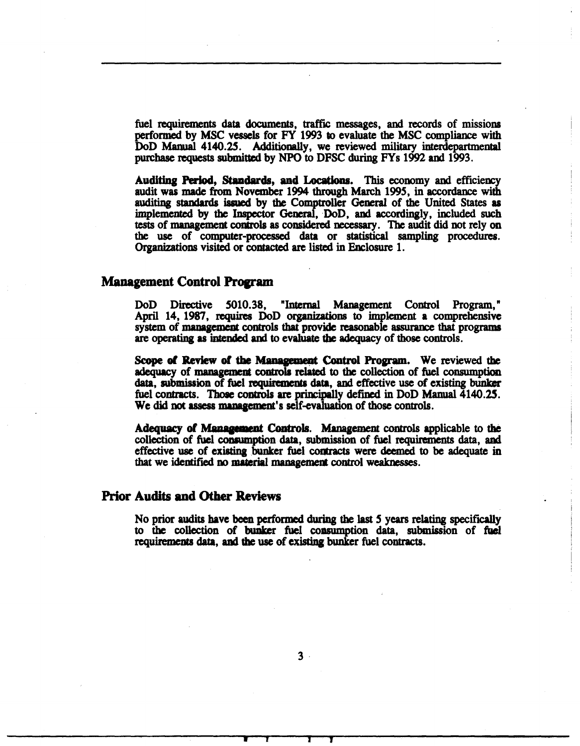fuel requirements data documents, traffic messages, and records of missions performed by MSC vessels for FY 1993 to evaluate the MSC compliance with DoD Manual 4140.25. Additionally, we reviewed military interdepartmental purchase requests submitted by NPO to DFSC during FYs 1992 and 1993.

**Auditing Period, Standards, and Locations.** This economy and efficiency audit was made from November 1994 through March 1995, in accordance with auditing standards issued by the Comptroller General of the United States as implemented by the Inspector General, DoD, and accordingly, included such tests of management controls as considered necessary. The audit did not rely on the use of computer-processed data or statistical sampling procedures. Organizations visited or contacted are listed in Enclosure 1.

## Management Control Program

DoD Directive 5010.38, "Internal Management Control Program," April 14, 1987, requires DoD organizations to implement a comprehensive system of management controls that provide reasonable assurance that programs are operating as intended and to evaluate the adequacy of those controls.

**Scope of Review of the Management Control Program.** We reviewed the adequacy of management controls related to the collection of fuel consumption data, submission of fuel requirements data, and effective use of existing bunker fuel contracts. Those controls are principally defined in DoD Manual 4140.25. We did not assess management's self-evaluation of those controls.

**Adequacy of Management Controls.** Management controls applicable to the collection of fuel consumption data, submission of fuel requirements data, and effective use of existing bunker fuel contracts were deemed to be adequate in that we identified no material management control weaknesses.

## Prior Audits and Other Reviews

No prior audits have been performed during the last 5 years relating specifically to the collection of bunker fuel consumption data, submission of fuel requirements data, and the use of existing bunker fuel contracts.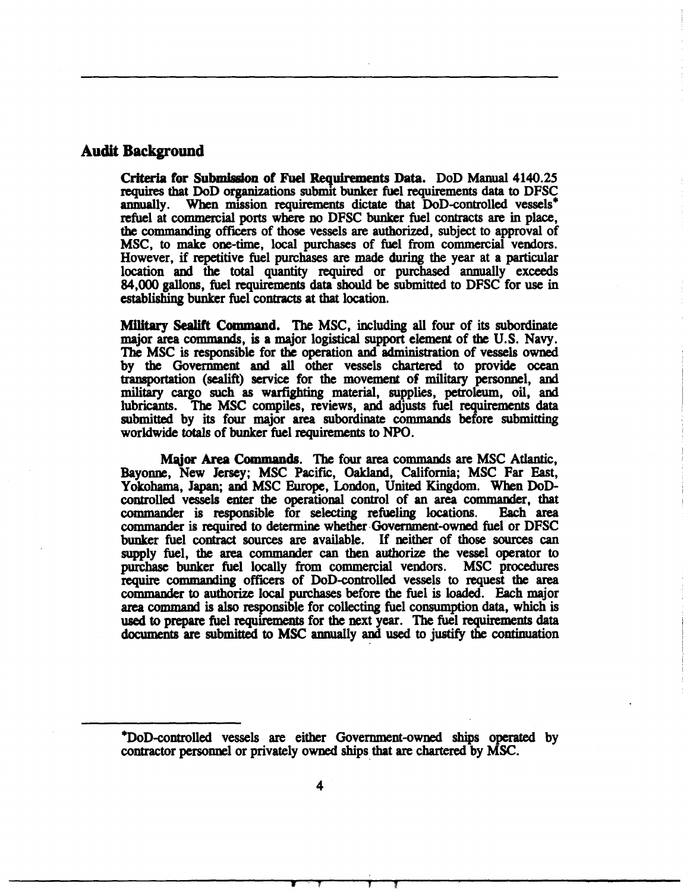## Audit Background

**Criteria for Submission of Fuel Requirements Data.** DoD Manual 4140.25 requires that DoD organizations submit bunker fuel requirements data to DFSC annually. When mission requirements dictate that DoD-controlled vessels* refuel at commercial ports where no DFSC bunker fuel contracts are in place, the commanding officers of those vessels are authorized, subject to approval of MSC, to make one-time, local purchases of fuel from commercial vendors. However, if repetitive fuel purchases are made during the year at a particular location and the total quantity required or purchased annually exceeds 84,000 gallons, fuel requirements data should be submitted to DFSC for use in establishing bunker fuel contracts at that location.

**Military Sealift Command.** The MSC, including all four of its subordinate major area commands, is a major logistical support element of the U.S. Navy. The MSC is responsible for the operation and administration of vessels owned by the Government and all other vessels chartered to provide ocean transportation (sealift) service for the movement of military personnel, and military cargo such as warfighting material, supplies, petroleum, oil, and lubricants. The MSC compiles, reviews, and adjusts fuel requirements data submitted by its four major area subordinate commands before submitting worldwide totals of bunker fuel requirements to NPO.

**Major Area Commands**. The four area commands are MSC Atlantic, Bayonne, New Jersey; MSC Pacific, Oakland, California; MSC Far East, Yokohama, Japan; and MSC Europe, London, United Kingdom. When DoD-controlled vessels enter the operational control of an area commander, that commander is responsible for selecting refueling locations. Each area commander is required to determine whether Government-owned fuel or DFSC bunker fuel contract sources are available. If neither of those sources can supply fuel, the area commander can then authorize the vessel operator to purchase bunker fuel locally from commercial vendors. MSC procedures require commanding officers of DoD-controlled vessels to request the area commander to authorize local purchases before the fuel is loaded. Each major area command is also responsible for collecting fuel consumption data, which is used to prepare fuel requirements for the next year. The fuel requirements data documents are submitted to MSC annually and used to justify the continuation

*DoD-controlled vessels are either Government-owned ships operated by contractor personnel or privately owned ships that are chartered by MSC.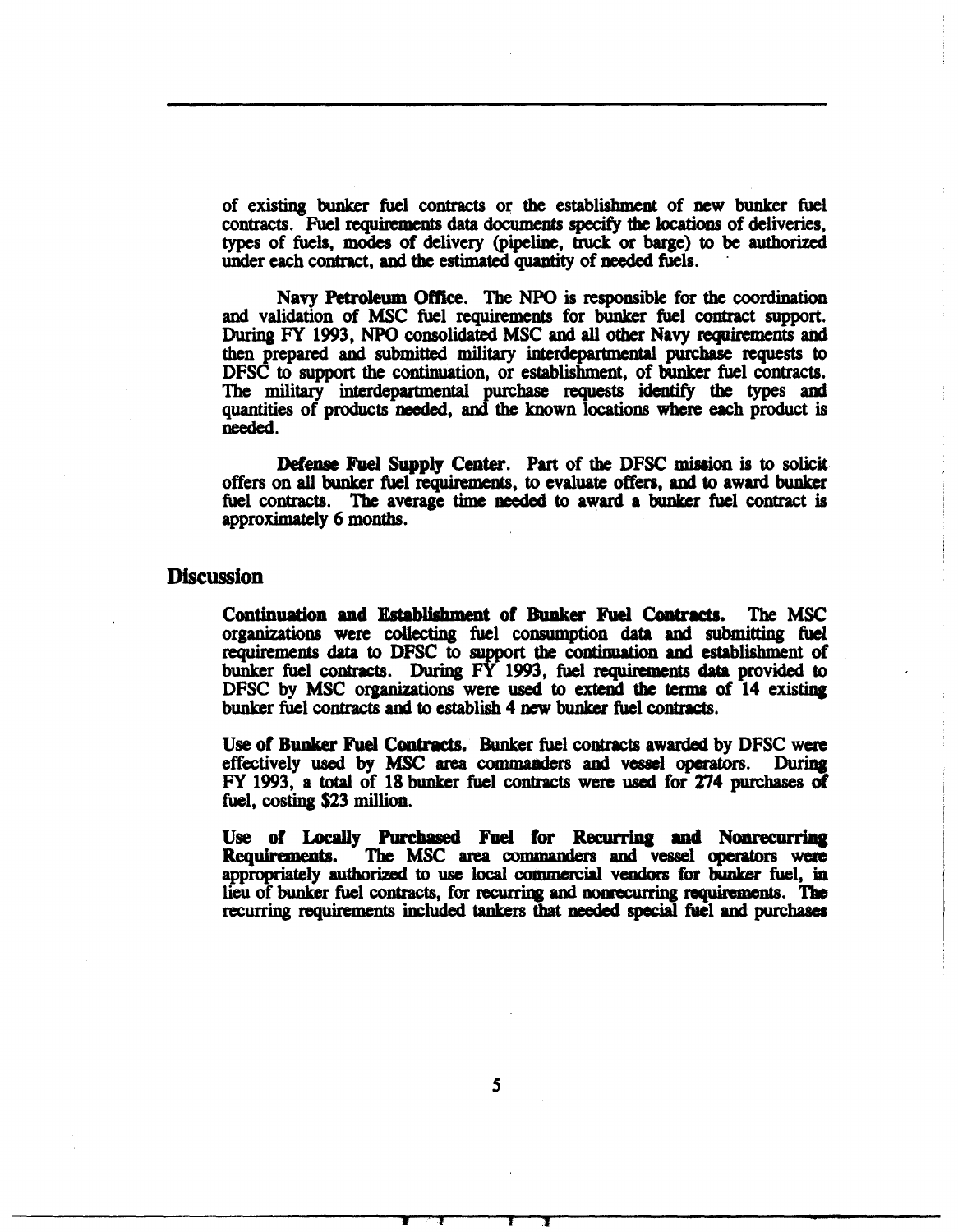of existing bunker fuel contracts or the establishment of new bunker fuel contracts. Fuel requirements data documents specify the locations of deliveries, types of fuels, modes of delivery (pipeline, truck or barge) to be authorized under each contract, and the estimated quantity of needed fuels.

**Navy Petroleum Office**. The NPO is responsible for the coordination and validation of MSC fuel requirements for bunker fuel contract support. During FY 1993, NPO consolidated MSC and all other Navy requirements and then prepared and submitted military interdepartmental purchase requests to DFSC to support the continuation, or establishment, of bunker fuel contracts. The military interdepartmental purchase requests identify the types and quantities of products needed, and the known locations where each product is needed.

**Defense Fuel Supply Center**. Part of the DFSC mission is to solicit offers on all bunker fuel requirements, to evaluate offers, and to award bunker fuel contracts. The average time needed to award a bunker fuel contract is approximately 6 months.

## Discussion

**Continuation and Establishment of Bunker Fuel Contracts.** The MSC organizations were collecting fuel consumption data and submitting fuel requirements data to DFSC to support the continuation and establishment of bunker fuel contracts. During FY 1993, fuel requirements data provided to DFSC by MSC organizations were used to extend the terms of 14 existing bunker fuel contracts and to establish 4 new bunker fuel contracts.

**Use of Bunker Fuel Contracts.** Bunker fuel contracts awarded by DFSC were effectively used by MSC area commanders and vessel operators. During FY 1993, a total of 18 bunker fuel contracts were used for 274 purchases of fuel, costing $23 million.

**Use of Locally Purchased Fuel for Recurring and Nonrecurring Requirements.** The MSC area commanders and vessel operators were appropriately authorized to use local commercial vendors for bunker fuel, in lieu of bunker fuel contracts, for recurring and nonrecurring requirements. The recurring requirements included tankers that needed special fuel and purchases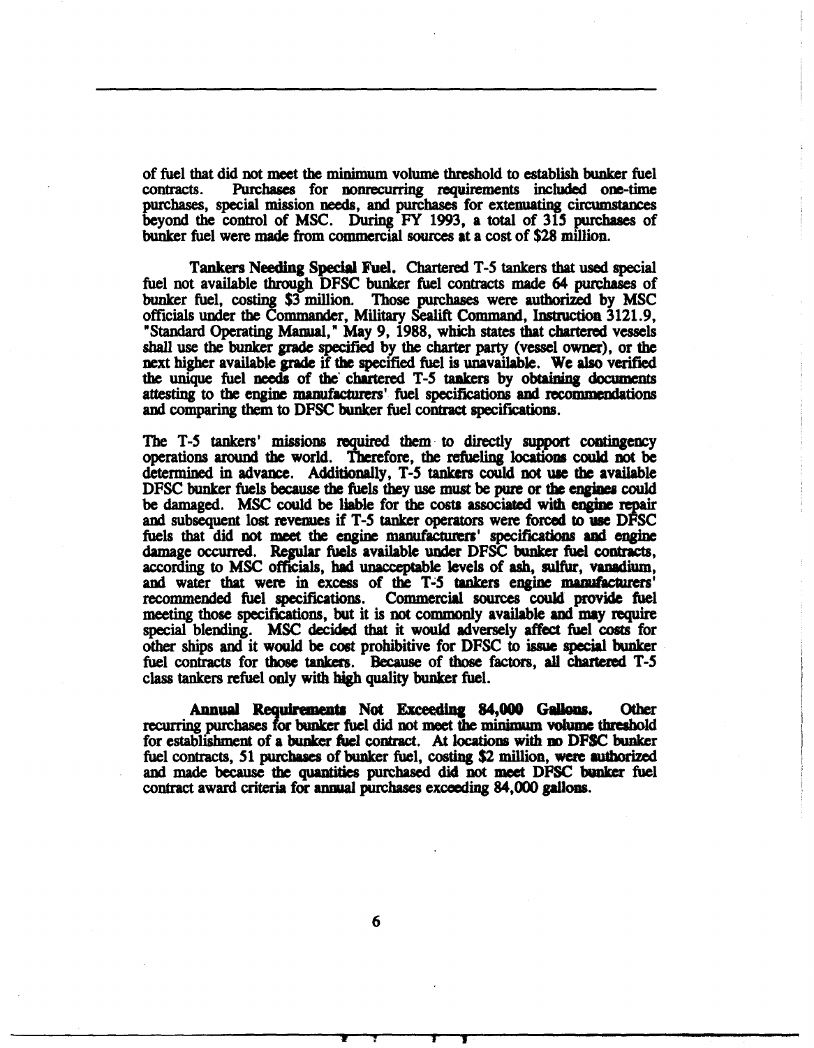of fuel that did not meet the minimum volume threshold to establish bunker fuel contracts. Purchases for nonrecurring requirements included one-time purchases, special mission needs, and purchases for extenuating circumstances beyond the control of MSC. During FY 1993, a total of 315 purchases of bunker fuel were made from commercial sources at a cost of $28 million.

**Tankers Needing Special Fuel.** Chartered T-5 tankers that used special fuel not available through DFSC bunker fuel contracts made 64 purchases of bunker fuel, costing $3 million. Those purchases were authorized by MSC officials under the Commander, Military Sealift Command, Instruction 3121.9, "Standard Operating Manual," May 9, 1988, which states that chartered vessels shall use the bunker grade specified by the charter party (vessel owner), or the next higher available grade if the specified fuel is unavailable. We also verified the unique fuel needs of the chartered T-5 tankers by obtaining documents attesting to the engine manufacturers' fuel specifications and recommendations and comparing them to DFSC bunker fuel contract specifications.

The T-5 tankers' missions required them to directly support contingency operations around the world. Therefore, the refueling locations could not be determined in advance. Additionally, T-5 tankers could not use the available DFSC bunker fuels because the fuels they use must be pure or the engines could be damaged. MSC could be liable for the costs associated with engine repair and subsequent lost revenues if T-5 tanker operators were forced to use DFSC fuels that did not meet the engine manufacturers' specifications and engine damage occurred. Regular fuels available under DFSC bunker fuel contracts, according to MSC officials, had unacceptable levels of ash, sulfur, vanadium, and water that were in excess of the T-5 tankers engine manufacturers' recommended fuel specifications. Commercial sources could provide fuel meeting those specifications, but it is not commonly available and may require special blending. MSC decided that it would adversely affect fuel costs for other ships and it would be cost prohibitive for DFSC to issue special bunker fuel contracts for those tankers. Because of those factors, all chartered T-5 class tankers refuel only with high quality bunker fuel.

**Annual Requirements Not Exceeding 84,000 Gallons.** Other recurring purchases for bunker fuel did not meet the minimum volume threshold for establishment of a bunker fuel contract. At locations with no DFSC bunker fuel contracts, 51 purchases of bunker fuel, costing $2 million, were authorized and made because the quantities purchased did not meet DFSC bunker fuel contract award criteria for annual purchases exceeding 84,000 gallons.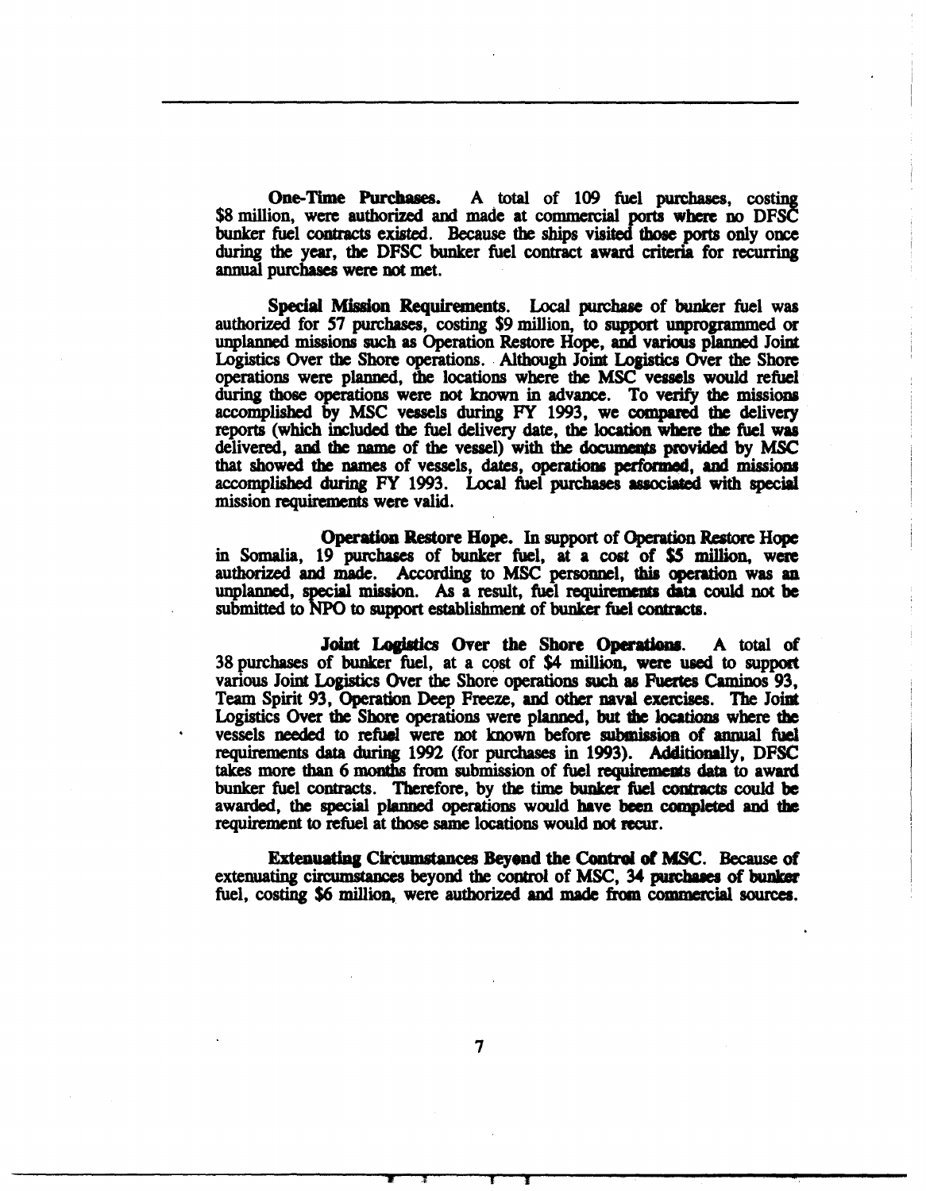**One-Time Purchases.** A total of 109 fuel purchases, costing $8 million, were authorized and made at commercial ports where no DFSC bunker fuel contracts existed. Because the ships visited those ports only once during the year, the DFSC bunker fuel contract award criteria for recurring annual purchases were not met.

**Special Mission Requirements.** Local purchase of bunker fuel was authorized for 57 purchases, costing $9 million, to support unprogrammed or unplanned missions such as Operation Restore Hope, and various planned Joint Logistics Over the Shore operations. Although Joint Logistics Over the Shore operations were planned, the locations where the MSC vessels would refuel during those operations were not known in advance. To verify the missions accomplished by MSC vessels during FY 1993, we compared the delivery reports (which included the fuel delivery date, the location where the fuel was delivered, and the name of the vessel) with the documents provided by MSC that showed the names of vessels, dates, operations performed, and missions accomplished during FY 1993. Local fuel purchases associated with special mission requirements were valid.

**Operation Restore Hope.** In support of Operation Restore Hope in Somalia, 19 purchases of bunker fuel, at a cost of $5 million, were authorized and made. According to MSC personnel, this operation was an unplanned, special mission. As a result, fuel requirements data could not be submitted to NPO to support establishment of bunker fuel contracts.

**Joint Logistics Over the Shore Operations.** A total of 38 purchases of bunker fuel, at a cost of $4 million, were used to support various Joint Logistics Over the Shore operations such as Fuertes Caminos 93, Team Spirit 93, Operation Deep Freeze, and other naval exercises. The Joint Logistics Over the Shore operations were planned, but the locations where the vessels needed to refuel were not known before submission of annual fuel requirements data during 1992 (for purchases in 1993). Additionally, DFSC takes more than 6 months from submission of fuel requirements data to award bunker fuel contracts. Therefore, by the time bunker fuel contracts could be awarded, the special planned operations would have been completed and the requirement to refuel at those same locations would not recur.

**Extenuating Circumstances Beyond the Control of MSC.** Because of extenuating circumstances beyond the control of MSC, 34 purchases of bunker fuel, costing $6 million, were authorized and made from commercial sources.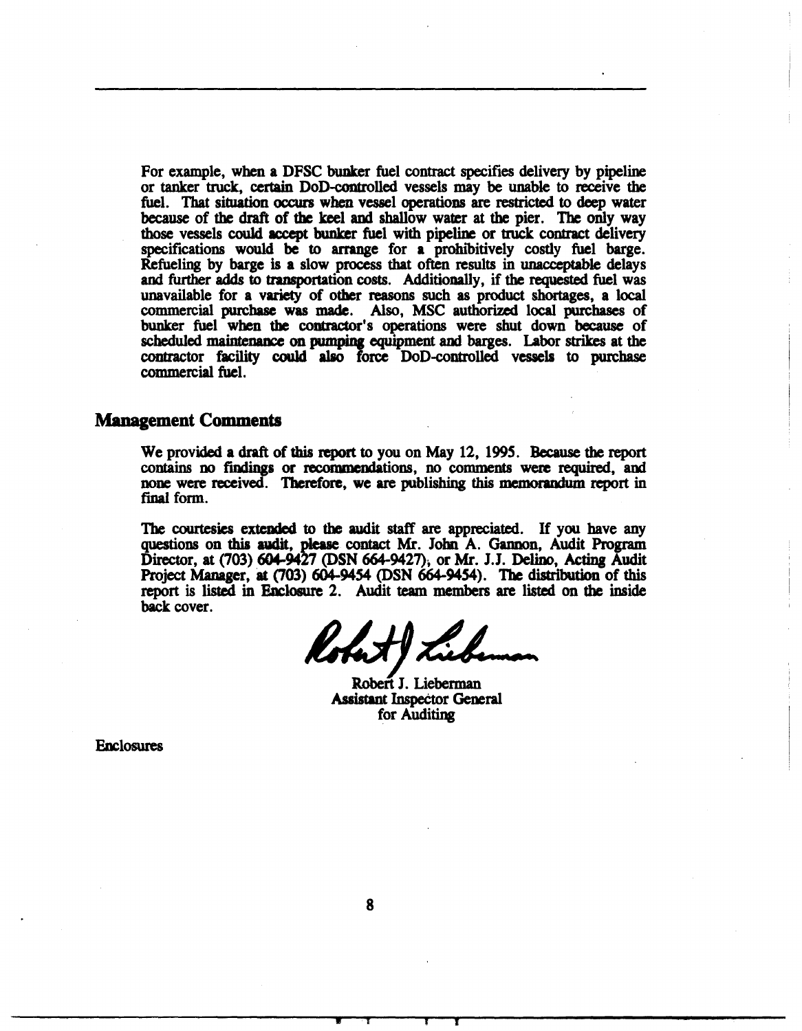For example, when a DFSC bunker fuel contract specifies delivery by pipeline or tanker truck, certain DoD-controlled vessels may be unable to receive the fuel. That situation occurs when vessel operations are restricted to deep water because of the draft of the keel and shallow water at the pier. The only way those vessels could accept bunker fuel with pipeline or truck contract delivery specifications would be to arrange for a prohibitively costly fuel barge. Refueling by barge is a slow process that often results in unacceptable delays and further adds to transportation costs. Additionally, if the requested fuel was unavailable for a variety of other reasons such as product shortages, a local commercial purchase was made. Also, MSC authorized local purchases of bunker fuel when the contractor's operations were shut down because of scheduled maintenance on pumping equipment and barges. Labor strikes at the contractor facility could also force DoD-controlled vessels to purchase commercial fuel.

## Management Comments

We provided a draft of this report to you on May 12, 1995. Because the report contains no findings or recommendations, no comments were required, and none were received. Therefore, we are publishing this memorandum report in final form.

The courtesies extended to the audit staff are appreciated. If you have any questions on this audit, please contact Mr. John A. Gannon, Audit Program Director, at (703) 604-9427 (DSN 664-9427), or Mr. J.J. Delino, Acting Audit Project Manager, at (703) 604-9454 (DSN 664-9454). The distribution of this report is listed in Enclosure 2. Audit team members are listed on the inside back cover.

Robert J. Lieberman
Assistant Inspector General
for Auditing

Enclosures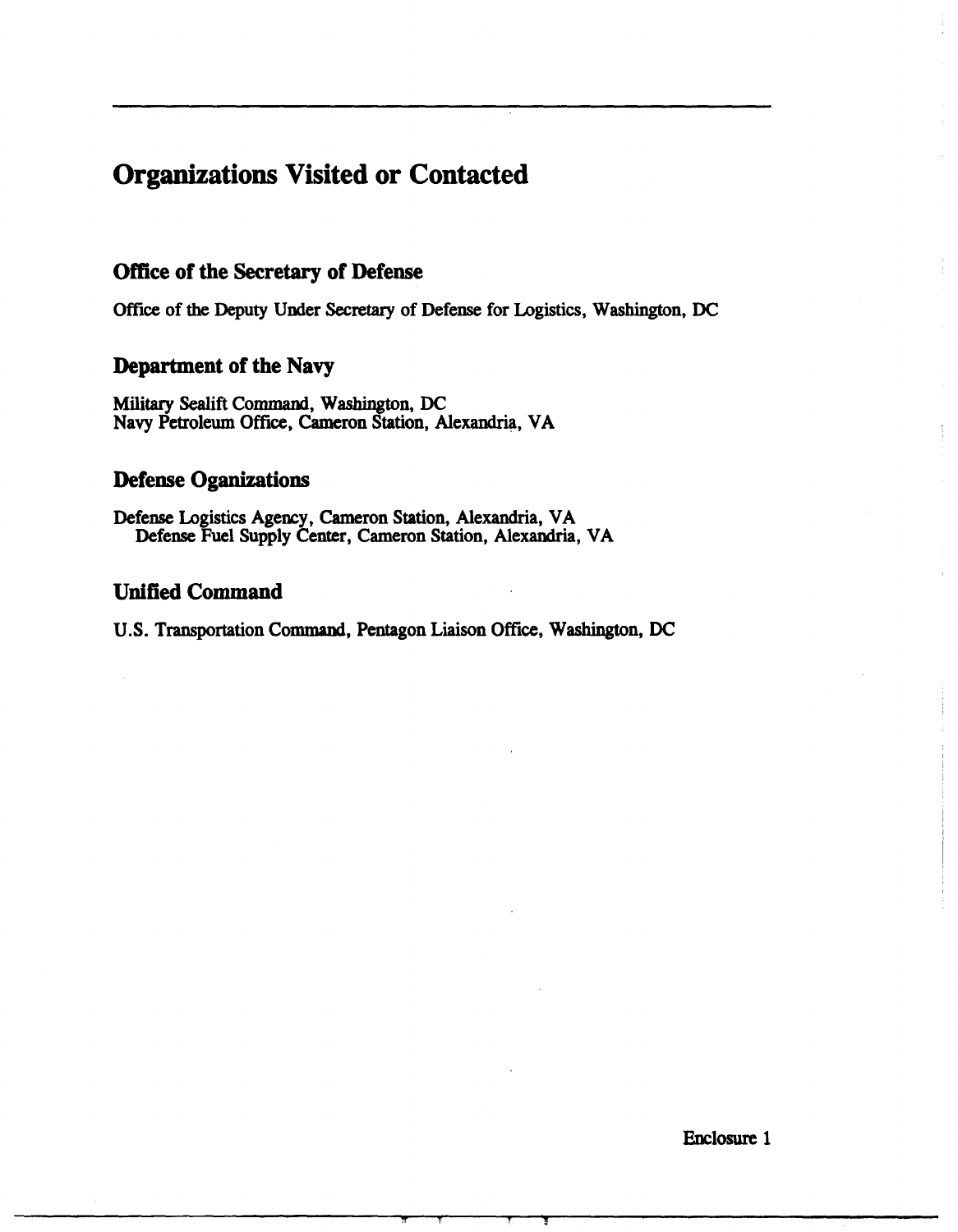# Organizations Visited or Contacted

## Office of the Secretary of Defense

Office of the Deputy Under Secretary of Defense for Logistics, Washington, DC

## Department of the Navy

Military Sealift Command, Washington, DC
Navy Petroleum Office, Cameron Station, Alexandria, VA

## Defense Oganizations

Defense Logistics Agency, Cameron Station, Alexandria, VA
Defense Fuel Supply Center, Cameron Station, Alexandria, VA

## Unified Command

U.S. Transportation Command, Pentagon Liaison Office, Washington, DC

Enclosure 1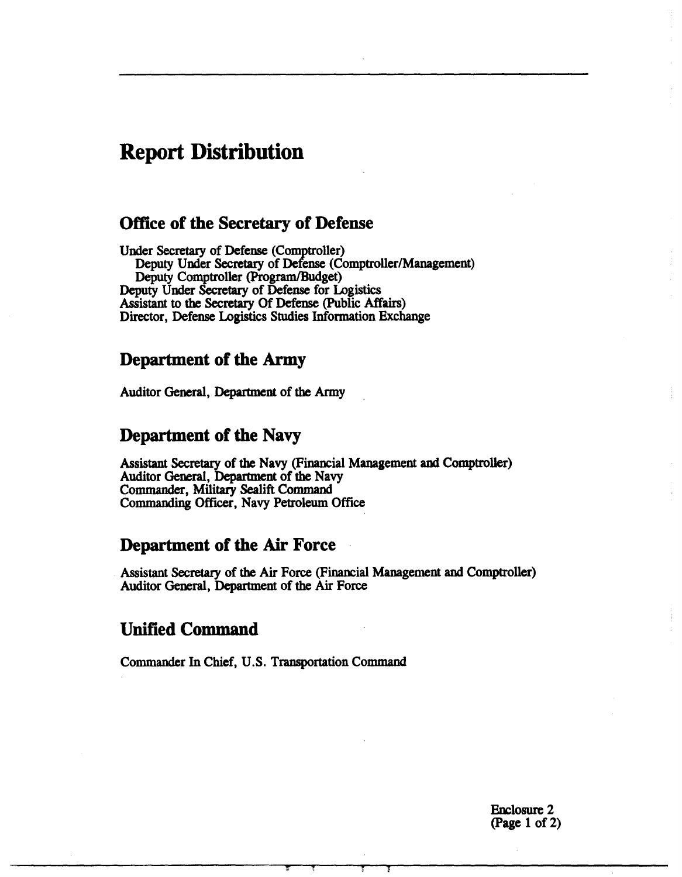# Report Distribution

## Office of the Secretary of Defense

Under Secretary of Defense (Comptroller)
 Deputy Under Secretary of Defense (Comptroller/Management)
 Deputy Comptroller (Program/Budget)
Deputy Under Secretary of Defense for Logistics
Assistant to the Secretary Of Defense (Public Affairs)
Director, Defense Logistics Studies Information Exchange

## Department of the Army

Auditor General, Department of the Army

## Department of the Navy

Assistant Secretary of the Navy (Financial Management and Comptroller)
Auditor General, Department of the Navy
Commander, Military Sealift Command
Commanding Officer, Navy Petroleum Office

## Department of the Air Force

Assistant Secretary of the Air Force (Financial Management and Comptroller)
Auditor General, Department of the Air Force

## Unified Command

Commander In Chief, U.S. Transportation Command

Enclosure 2
(Page 1 of 2)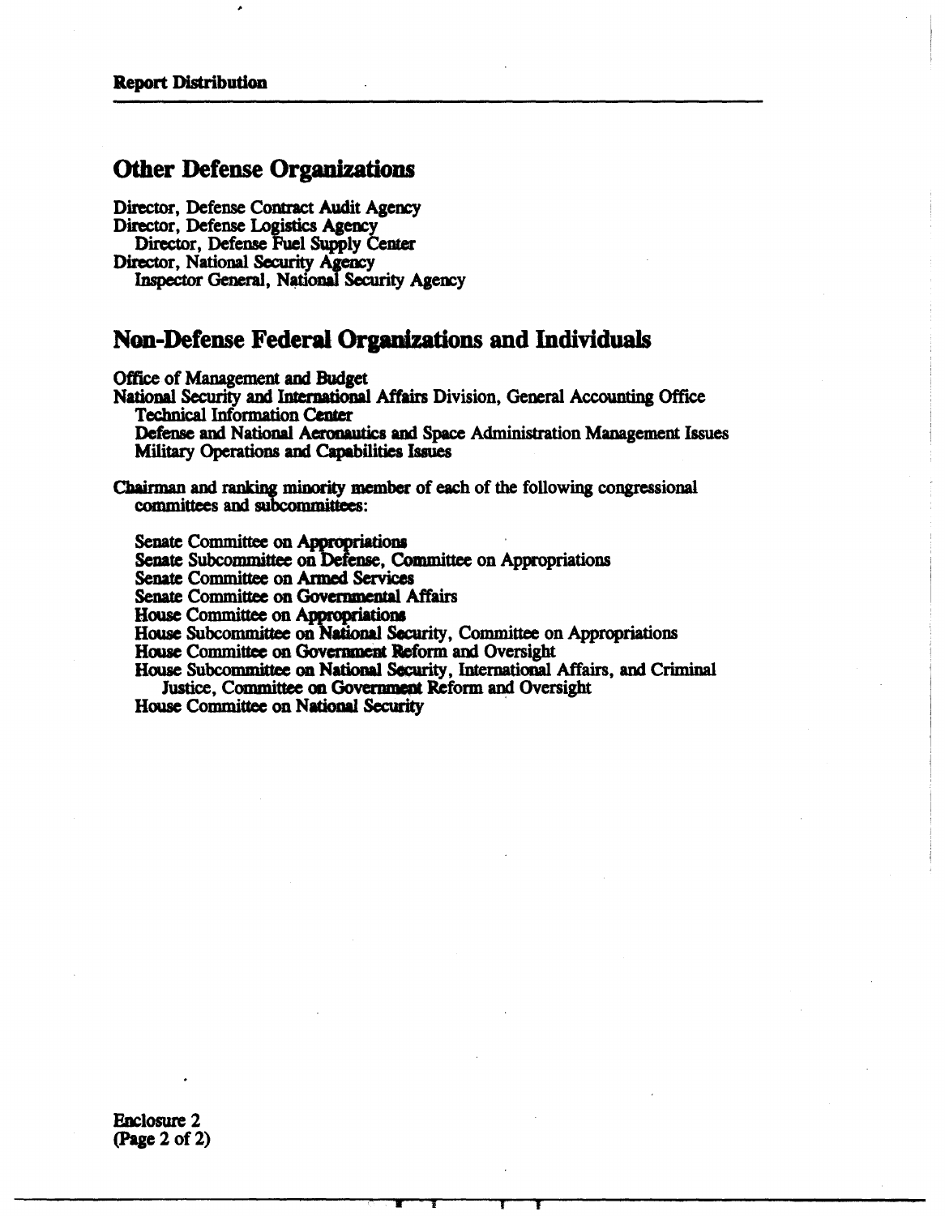Report Distribution

## Other Defense Organizations

Director, Defense Contract Audit Agency
Director, Defense Logistics Agency
 Director, Defense Fuel Supply Center
Director, National Security Agency
 Inspector General, National Security Agency

## Non-Defense Federal Organizations and Individuals

Office of Management and Budget
National Security and International Affairs Division, General Accounting Office
 Technical Information Center
 Defense and National Aeronautics and Space Administration Management Issues
 Military Operations and Capabilities Issues

Chairman and ranking minority member of each of the following congressional committees and subcommittees:

 Senate Committee on Appropriations
 Senate Subcommittee on Defense, Committee on Appropriations
 Senate Committee on Armed Services
 Senate Committee on Governmental Affairs
 House Committee on Appropriations
 House Subcommittee on National Security, Committee on Appropriations
 House Committee on Government Reform and Oversight
 House Subcommittee on National Security, International Affairs, and Criminal Justice, Committee on Government Reform and Oversight
 House Committee on National Security

Enclosure 2
(Page 2 of 2)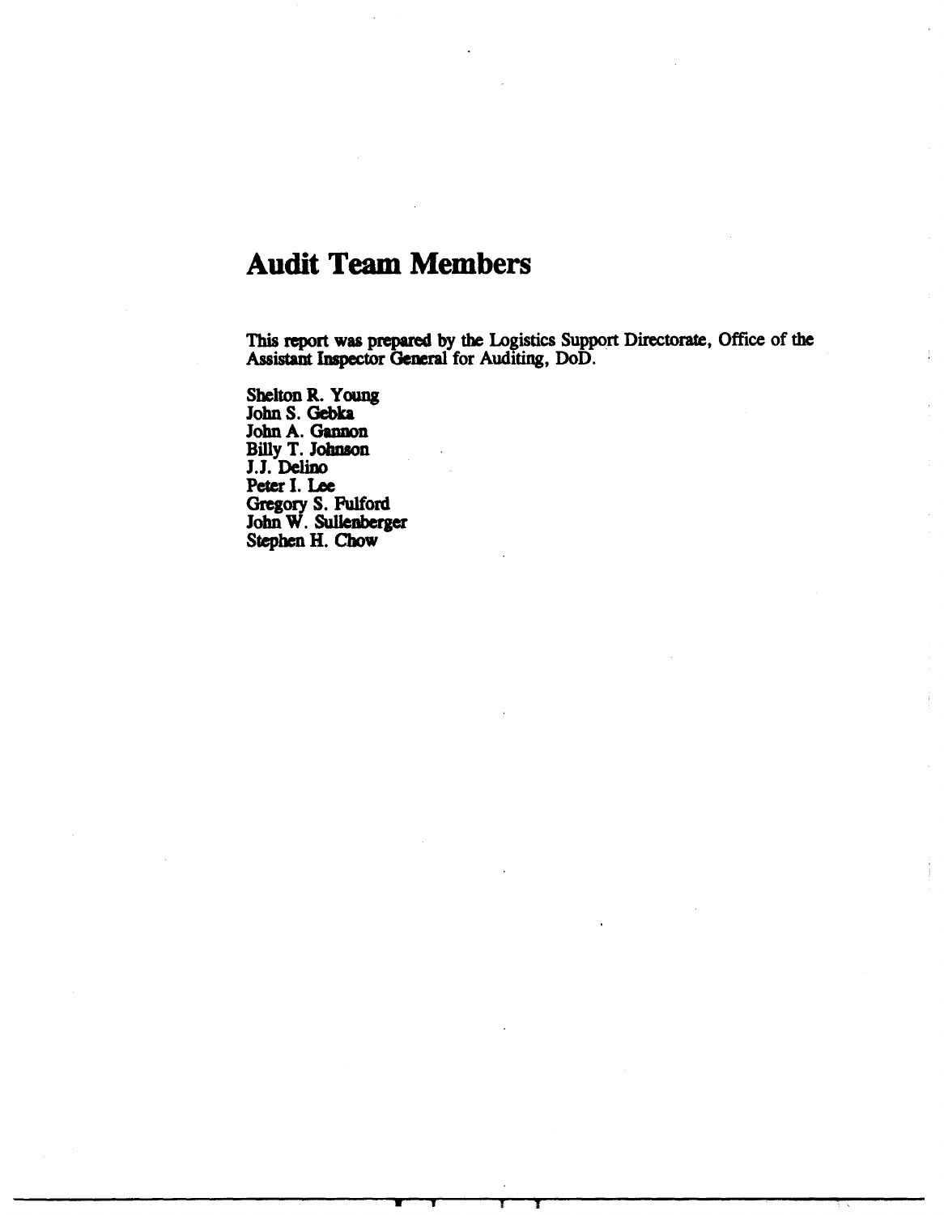# Audit Team Members

This report was prepared by the Logistics Support Directorate, Office of the Assistant Inspector General for Auditing, DoD.

Shelton R. Young
John S. Gebka
John A. Gannon
Billy T. Johnson
J.J. Delino
Peter I. Lee
Gregory S. Fulford
John W. Sullenberger
Stephen H. Chow